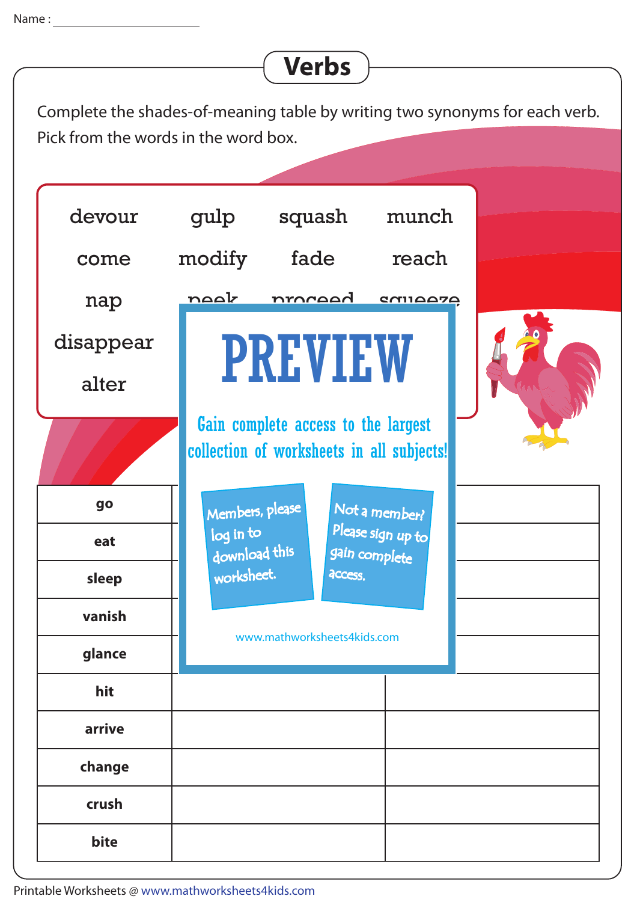Name : ____________________

# Verbs

Complete the shades-of-meaning table by writing two synonyms for each verb. Pick from the words in the word box.

| | | | |
|---|---|---|---|
| devour | gulp | squash | munch |
| come | modify | fade | reach |
| nap | peek | proceed | squeeze |
| disappear | | | |
| alter | | | |

# PREVIEW

Gain complete access to the largest collection of worksheets in all subjects!

Members, please log in to download this worksheet.

Not a member? Please sign up to gain complete access.

www.mathworksheets4kids.com

| | | |
|---|---|---|
| **go** | | |
| **eat** | | |
| **sleep** | | |
| **vanish** | | |
| **glance** | | |
| **hit** | | |
| **arrive** | | |
| **change** | | |
| **crush** | | |
| **bite** | | |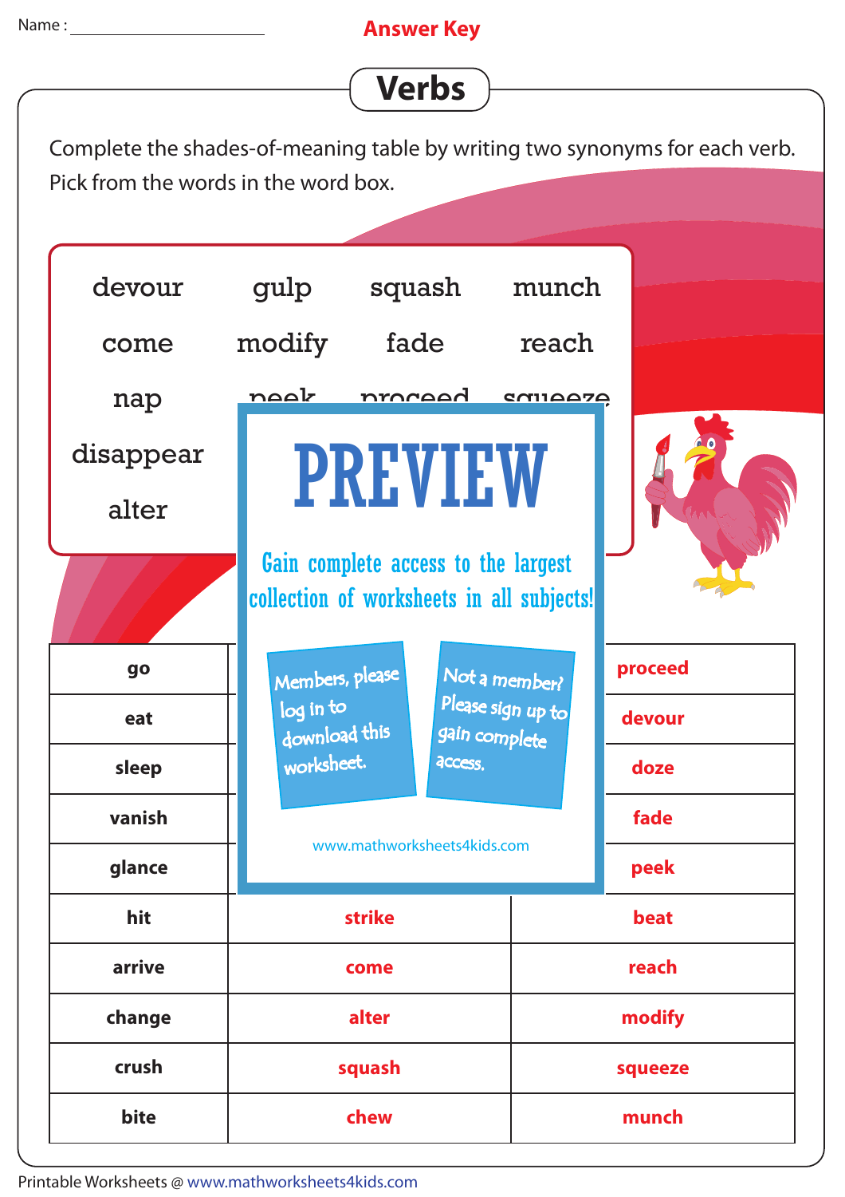Name : ____________________

Answer Key

# Verbs

Complete the shades-of-meaning table by writing two synonyms for each verb. Pick from the words in the word box.

| | | | |
|---|---|---|---|
| devour | gulp | squash | munch |
| come | modify | fade | reach |
| nap | peek | proceed | squeeze |
| disappear | | | |
| alter | | | |

PREVIEW

Gain complete access to the largest collection of worksheets in all subjects!

Members, please log in to download this worksheet.

Not a member? Please sign up to gain complete access.

www.mathworksheets4kids.com

| | | |
|---|---|---|
| **go** | | proceed |
| **eat** | | devour |
| **sleep** | | doze |
| **vanish** | | fade |
| **glance** | | peek |
| **hit** | strike | beat |
| **arrive** | come | reach |
| **change** | alter | modify |
| **crush** | squash | squeeze |
| **bite** | chew | munch |

Printable Worksheets @ www.mathworksheets4kids.com